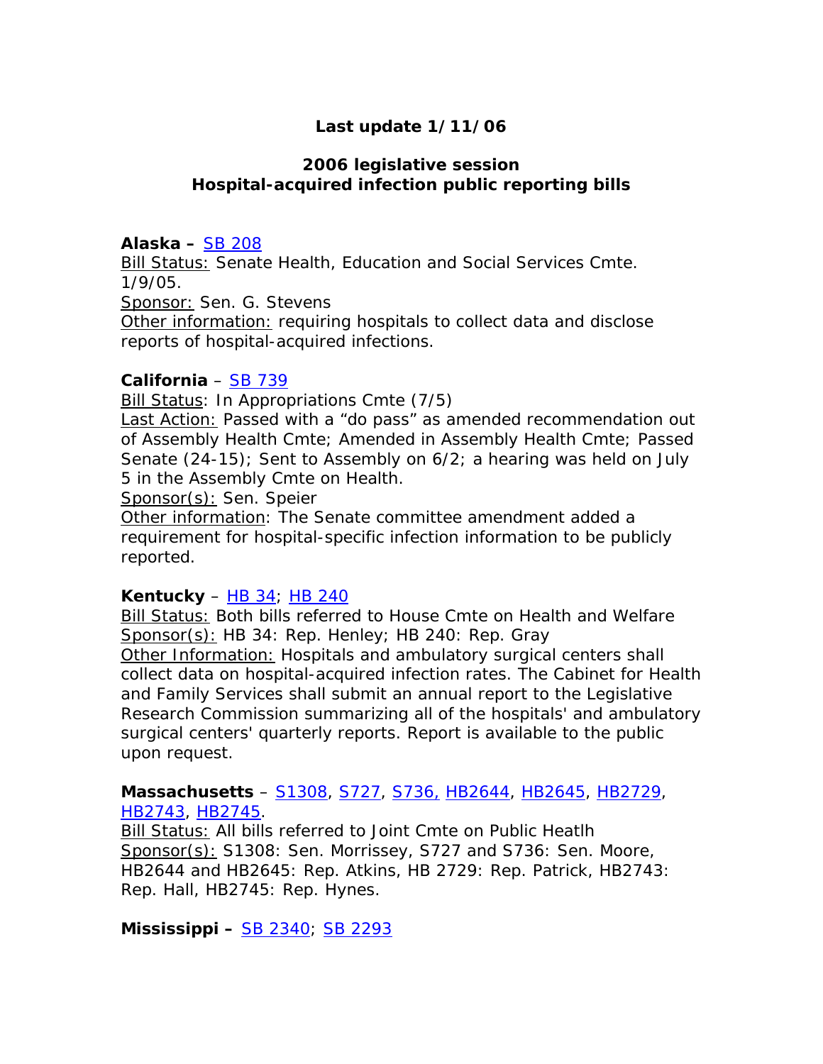**Last update 1/11/06**

## 2006 legislative session
## Hospital-acquired infection public reporting bills

**Alaska –** SB 208
Bill Status: Senate Health, Education and Social Services Cmte. 1/9/05.
Sponsor: Sen. G. Stevens
Other information: requiring hospitals to collect data and disclose reports of hospital-acquired infections.

**California** – SB 739
Bill Status: In Appropriations Cmte (7/5)
Last Action: Passed with a "do pass" as amended recommendation out of Assembly Health Cmte; Amended in Assembly Health Cmte; Passed Senate (24-15); Sent to Assembly on 6/2; a hearing was held on July 5 in the Assembly Cmte on Health.
Sponsor(s): Sen. Speier
Other information: The Senate committee amendment added a requirement for hospital-specific infection information to be publicly reported.

**Kentucky** – HB 34; HB 240
Bill Status: Both bills referred to House Cmte on Health and Welfare
Sponsor(s): HB 34: Rep. Henley; HB 240: Rep. Gray
Other Information: Hospitals and ambulatory surgical centers shall collect data on hospital-acquired infection rates. The Cabinet for Health and Family Services shall submit an annual report to the Legislative Research Commission summarizing all of the hospitals' and ambulatory surgical centers' quarterly reports. Report is available to the public upon request.

**Massachusetts** – S1308, S727, S736, HB2644, HB2645, HB2729, HB2743, HB2745.
Bill Status: All bills referred to Joint Cmte on Public Heatlh
Sponsor(s): S1308: Sen. Morrissey, S727 and S736: Sen. Moore, HB2644 and HB2645: Rep. Atkins, HB 2729: Rep. Patrick, HB2743: Rep. Hall, HB2745: Rep. Hynes.

**Mississippi –** SB 2340; SB 2293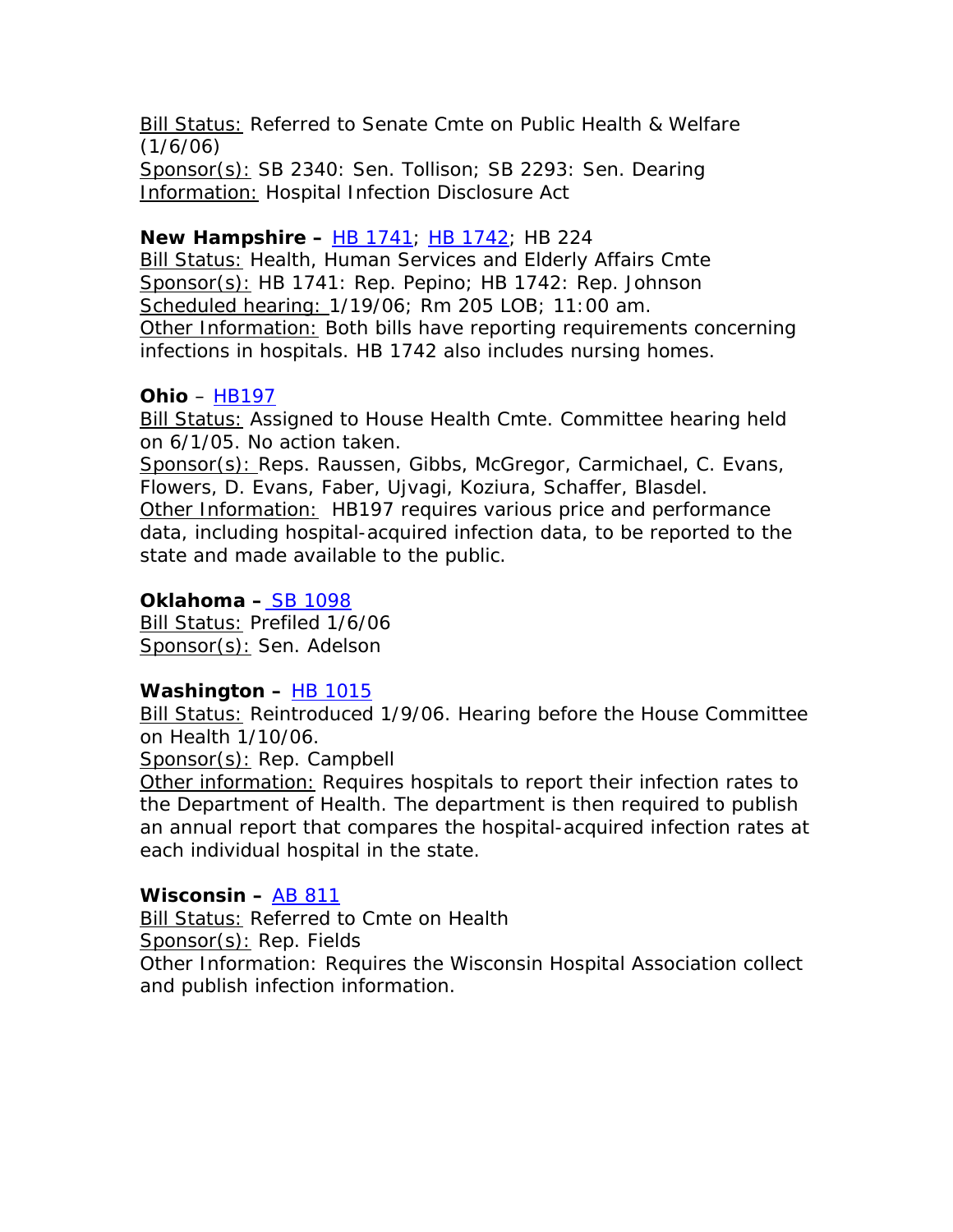Bill Status: Referred to Senate Cmte on Public Health & Welfare (1/6/06)
Sponsor(s): SB 2340: Sen. Tollison; SB 2293: Sen. Dearing
Information: Hospital Infection Disclosure Act

**New Hampshire –** HB 1741; HB 1742; HB 224
Bill Status: Health, Human Services and Elderly Affairs Cmte
Sponsor(s): HB 1741: Rep. Pepino; HB 1742: Rep. Johnson
Scheduled hearing: 1/19/06; Rm 205 LOB; 11:00 am.
Other Information: Both bills have reporting requirements concerning infections in hospitals. HB 1742 also includes nursing homes.

**Ohio** – HB197
Bill Status: Assigned to House Health Cmte. Committee hearing held on 6/1/05. No action taken.
Sponsor(s): Reps. Raussen, Gibbs, McGregor, Carmichael, C. Evans, Flowers, D. Evans, Faber, Ujvagi, Koziura, Schaffer, Blasdel.
Other Information: HB197 requires various price and performance data, including hospital-acquired infection data, to be reported to the state and made available to the public.

**Oklahoma –** SB 1098
Bill Status: Prefiled 1/6/06
Sponsor(s): Sen. Adelson

**Washington –** HB 1015
Bill Status: Reintroduced 1/9/06. Hearing before the House Committee on Health 1/10/06.
Sponsor(s): Rep. Campbell
Other information: Requires hospitals to report their infection rates to the Department of Health. The department is then required to publish an annual report that compares the hospital-acquired infection rates at each individual hospital in the state.

**Wisconsin –** AB 811
Bill Status: Referred to Cmte on Health
Sponsor(s): Rep. Fields
Other Information: Requires the Wisconsin Hospital Association collect and publish infection information.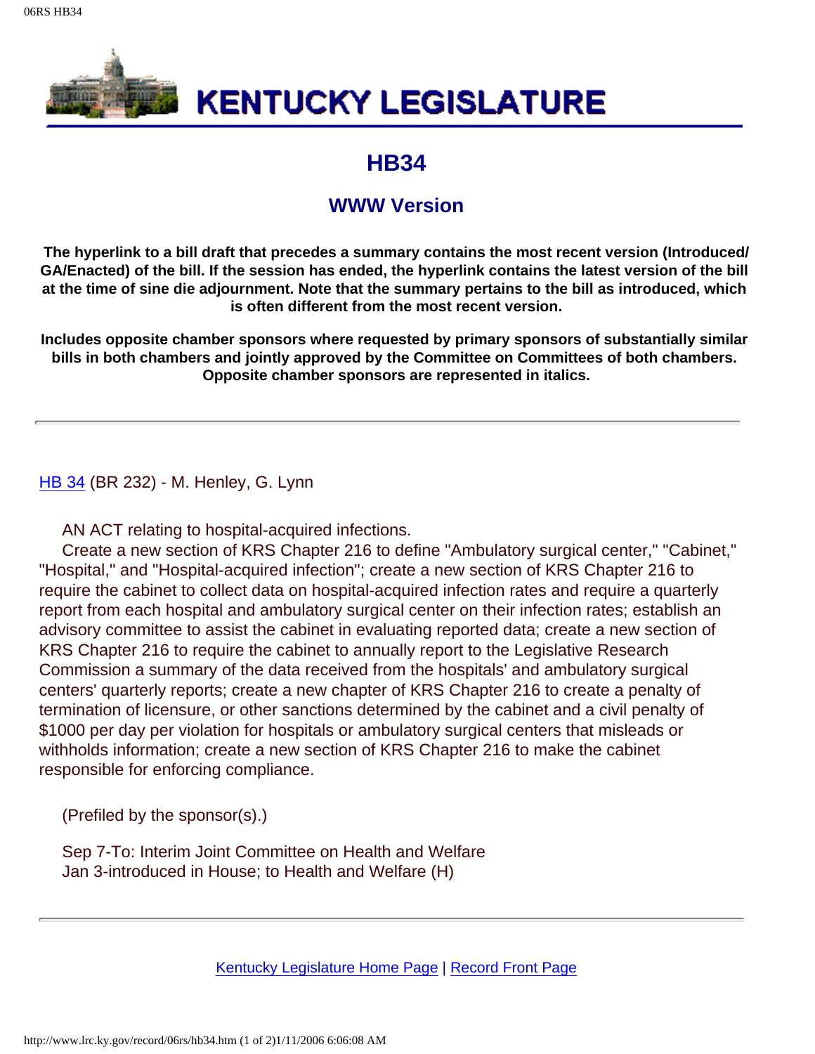# KENTUCKY LEGISLATURE

## HB34

### WWW Version

**The hyperlink to a bill draft that precedes a summary contains the most recent version (Introduced/GA/Enacted) of the bill. If the session has ended, the hyperlink contains the latest version of the bill at the time of sine die adjournment. Note that the summary pertains to the bill as introduced, which is often different from the most recent version.**

**Includes opposite chamber sponsors where requested by primary sponsors of substantially similar bills in both chambers and jointly approved by the Committee on Committees of both chambers. Opposite chamber sponsors are represented in italics.**

---

HB 34 (BR 232) - M. Henley, G. Lynn

AN ACT relating to hospital-acquired infections.

Create a new section of KRS Chapter 216 to define "Ambulatory surgical center," "Cabinet," "Hospital," and "Hospital-acquired infection"; create a new section of KRS Chapter 216 to require the cabinet to collect data on hospital-acquired infection rates and require a quarterly report from each hospital and ambulatory surgical center on their infection rates; establish an advisory committee to assist the cabinet in evaluating reported data; create a new section of KRS Chapter 216 to require the cabinet to annually report to the Legislative Research Commission a summary of the data received from the hospitals' and ambulatory surgical centers' quarterly reports; create a new chapter of KRS Chapter 216 to create a penalty of termination of licensure, or other sanctions determined by the cabinet and a civil penalty of $1000 per day per violation for hospitals or ambulatory surgical centers that misleads or withholds information; create a new section of KRS Chapter 216 to make the cabinet responsible for enforcing compliance.

(Prefiled by the sponsor(s).)

Sep 7-To: Interim Joint Committee on Health and Welfare
Jan 3-introduced in House; to Health and Welfare (H)

---

Kentucky Legislature Home Page | Record Front Page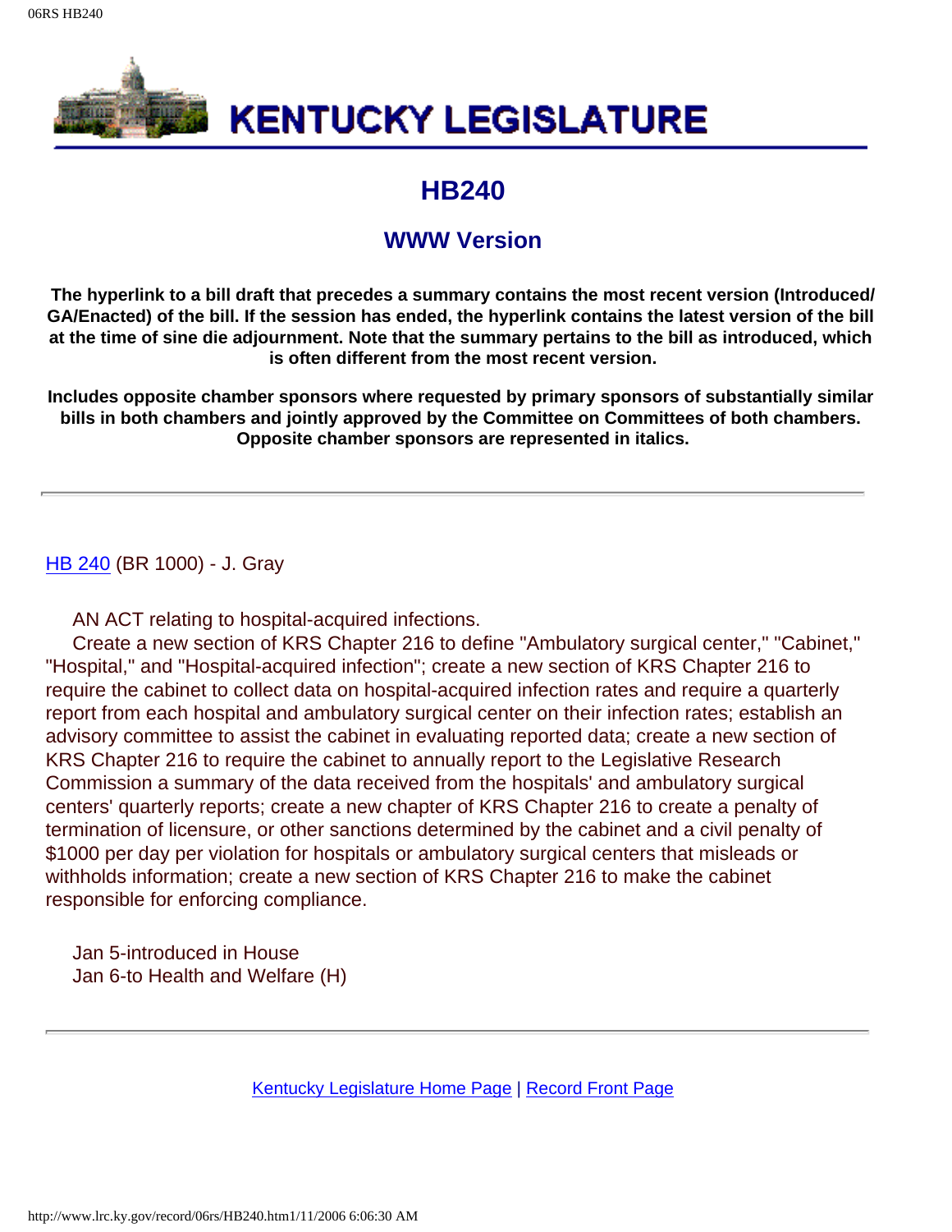# KENTUCKY LEGISLATURE

## HB240

### WWW Version

**The hyperlink to a bill draft that precedes a summary contains the most recent version (Introduced/ GA/Enacted) of the bill. If the session has ended, the hyperlink contains the latest version of the bill at the time of sine die adjournment. Note that the summary pertains to the bill as introduced, which is often different from the most recent version.**

**Includes opposite chamber sponsors where requested by primary sponsors of substantially similar bills in both chambers and jointly approved by the Committee on Committees of both chambers. Opposite chamber sponsors are represented in italics.**

---

HB 240 (BR 1000) - J. Gray

AN ACT relating to hospital-acquired infections.

Create a new section of KRS Chapter 216 to define "Ambulatory surgical center," "Cabinet," "Hospital," and "Hospital-acquired infection"; create a new section of KRS Chapter 216 to require the cabinet to collect data on hospital-acquired infection rates and require a quarterly report from each hospital and ambulatory surgical center on their infection rates; establish an advisory committee to assist the cabinet in evaluating reported data; create a new section of KRS Chapter 216 to require the cabinet to annually report to the Legislative Research Commission a summary of the data received from the hospitals' and ambulatory surgical centers' quarterly reports; create a new chapter of KRS Chapter 216 to create a penalty of termination of licensure, or other sanctions determined by the cabinet and a civil penalty of $1000 per day per violation for hospitals or ambulatory surgical centers that misleads or withholds information; create a new section of KRS Chapter 216 to make the cabinet responsible for enforcing compliance.

Jan 5-introduced in House
Jan 6-to Health and Welfare (H)

---

Kentucky Legislature Home Page | Record Front Page